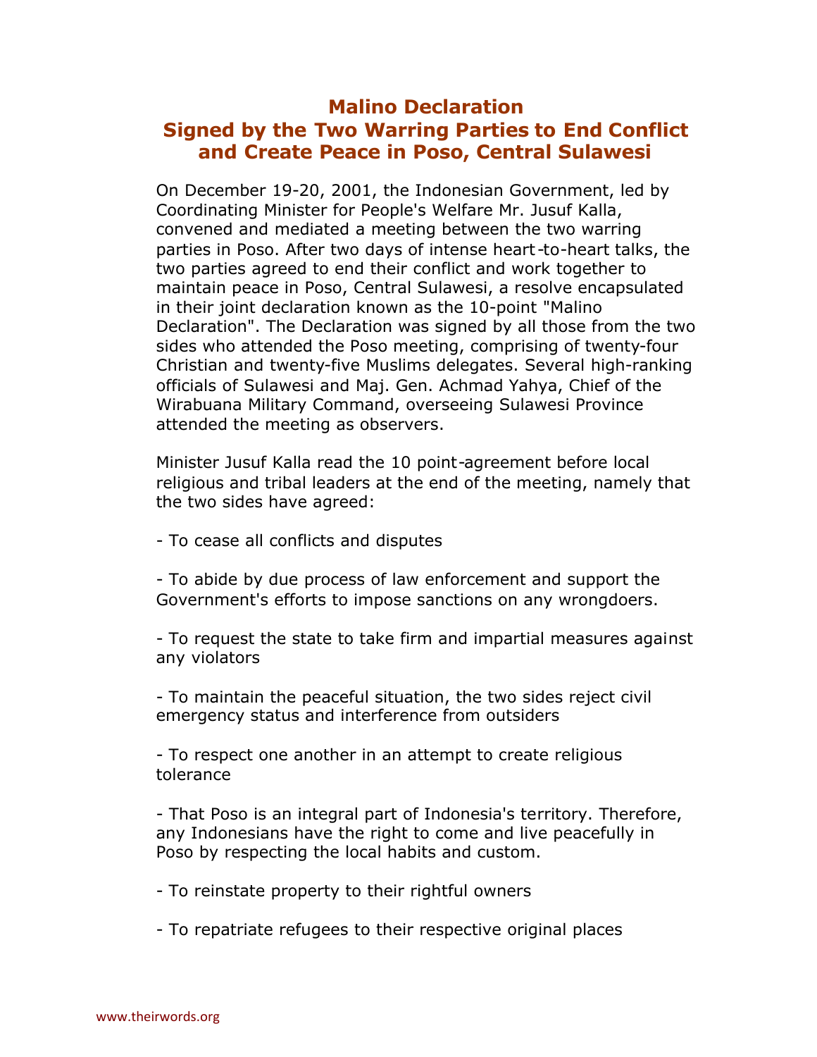# Malino Declaration
# Signed by the Two Warring Parties to End Conflict and Create Peace in Poso, Central Sulawesi

On December 19-20, 2001, the Indonesian Government, led by Coordinating Minister for People's Welfare Mr. Jusuf Kalla, convened and mediated a meeting between the two warring parties in Poso. After two days of intense heart-to-heart talks, the two parties agreed to end their conflict and work together to maintain peace in Poso, Central Sulawesi, a resolve encapsulated in their joint declaration known as the 10-point "Malino Declaration". The Declaration was signed by all those from the two sides who attended the Poso meeting, comprising of twenty-four Christian and twenty-five Muslims delegates. Several high-ranking officials of Sulawesi and Maj. Gen. Achmad Yahya, Chief of the Wirabuana Military Command, overseeing Sulawesi Province attended the meeting as observers.

Minister Jusuf Kalla read the 10 point-agreement before local religious and tribal leaders at the end of the meeting, namely that the two sides have agreed:

- To cease all conflicts and disputes

- To abide by due process of law enforcement and support the Government's efforts to impose sanctions on any wrongdoers.

- To request the state to take firm and impartial measures against any violators

- To maintain the peaceful situation, the two sides reject civil emergency status and interference from outsiders

- To respect one another in an attempt to create religious tolerance

- That Poso is an integral part of Indonesia's territory. Therefore, any Indonesians have the right to come and live peacefully in Poso by respecting the local habits and custom.

- To reinstate property to their rightful owners

- To repatriate refugees to their respective original places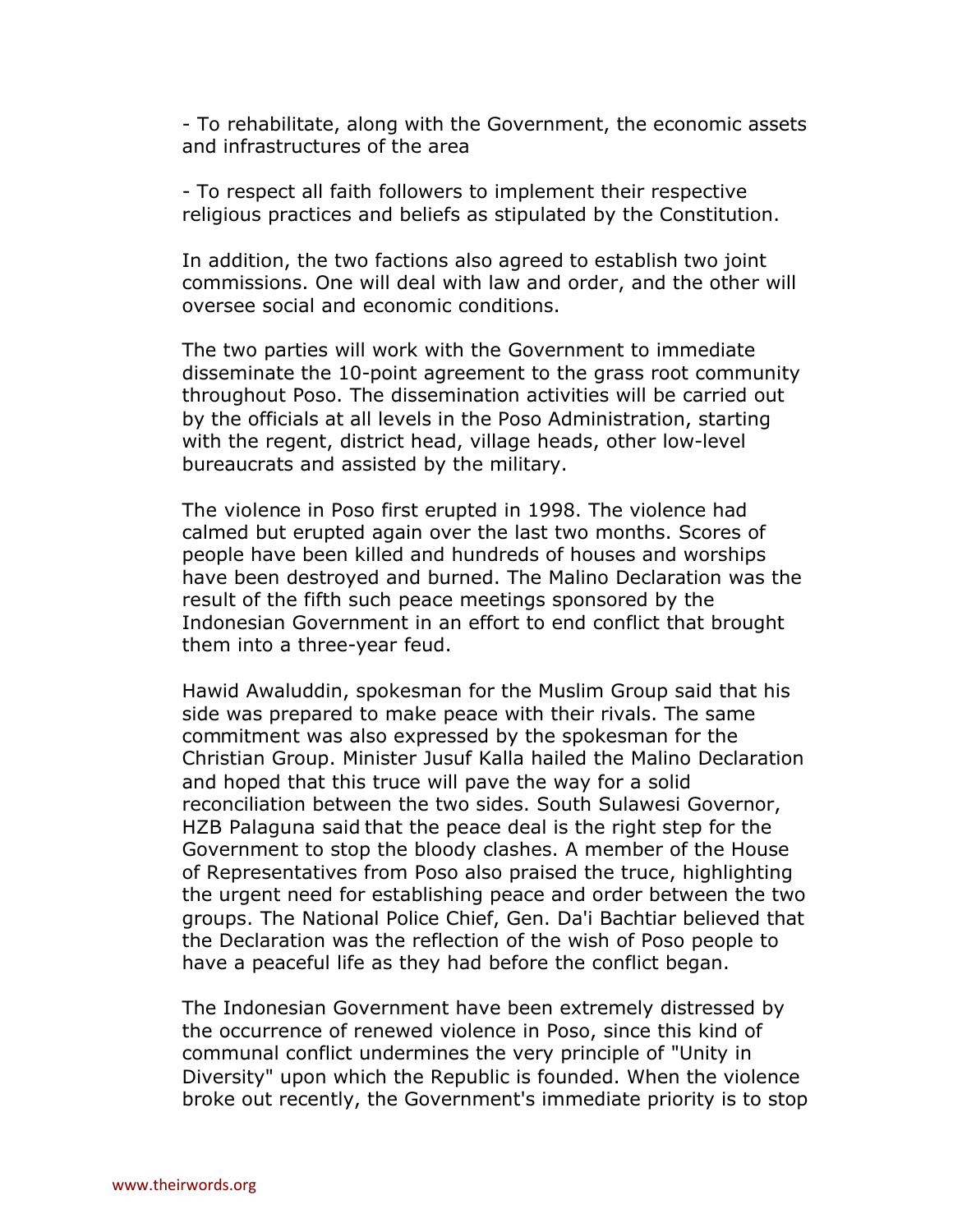- To rehabilitate, along with the Government, the economic assets and infrastructures of the area

- To respect all faith followers to implement their respective religious practices and beliefs as stipulated by the Constitution.

In addition, the two factions also agreed to establish two joint commissions. One will deal with law and order, and the other will oversee social and economic conditions.

The two parties will work with the Government to immediate disseminate the 10-point agreement to the grass root community throughout Poso. The dissemination activities will be carried out by the officials at all levels in the Poso Administration, starting with the regent, district head, village heads, other low-level bureaucrats and assisted by the military.

The violence in Poso first erupted in 1998. The violence had calmed but erupted again over the last two months. Scores of people have been killed and hundreds of houses and worships have been destroyed and burned. The Malino Declaration was the result of the fifth such peace meetings sponsored by the Indonesian Government in an effort to end conflict that brought them into a three-year feud.

Hawid Awaluddin, spokesman for the Muslim Group said that his side was prepared to make peace with their rivals. The same commitment was also expressed by the spokesman for the Christian Group. Minister Jusuf Kalla hailed the Malino Declaration and hoped that this truce will pave the way for a solid reconciliation between the two sides. South Sulawesi Governor, HZB Palaguna said that the peace deal is the right step for the Government to stop the bloody clashes. A member of the House of Representatives from Poso also praised the truce, highlighting the urgent need for establishing peace and order between the two groups. The National Police Chief, Gen. Da'i Bachtiar believed that the Declaration was the reflection of the wish of Poso people to have a peaceful life as they had before the conflict began.

The Indonesian Government have been extremely distressed by the occurrence of renewed violence in Poso, since this kind of communal conflict undermines the very principle of "Unity in Diversity" upon which the Republic is founded. When the violence broke out recently, the Government's immediate priority is to stop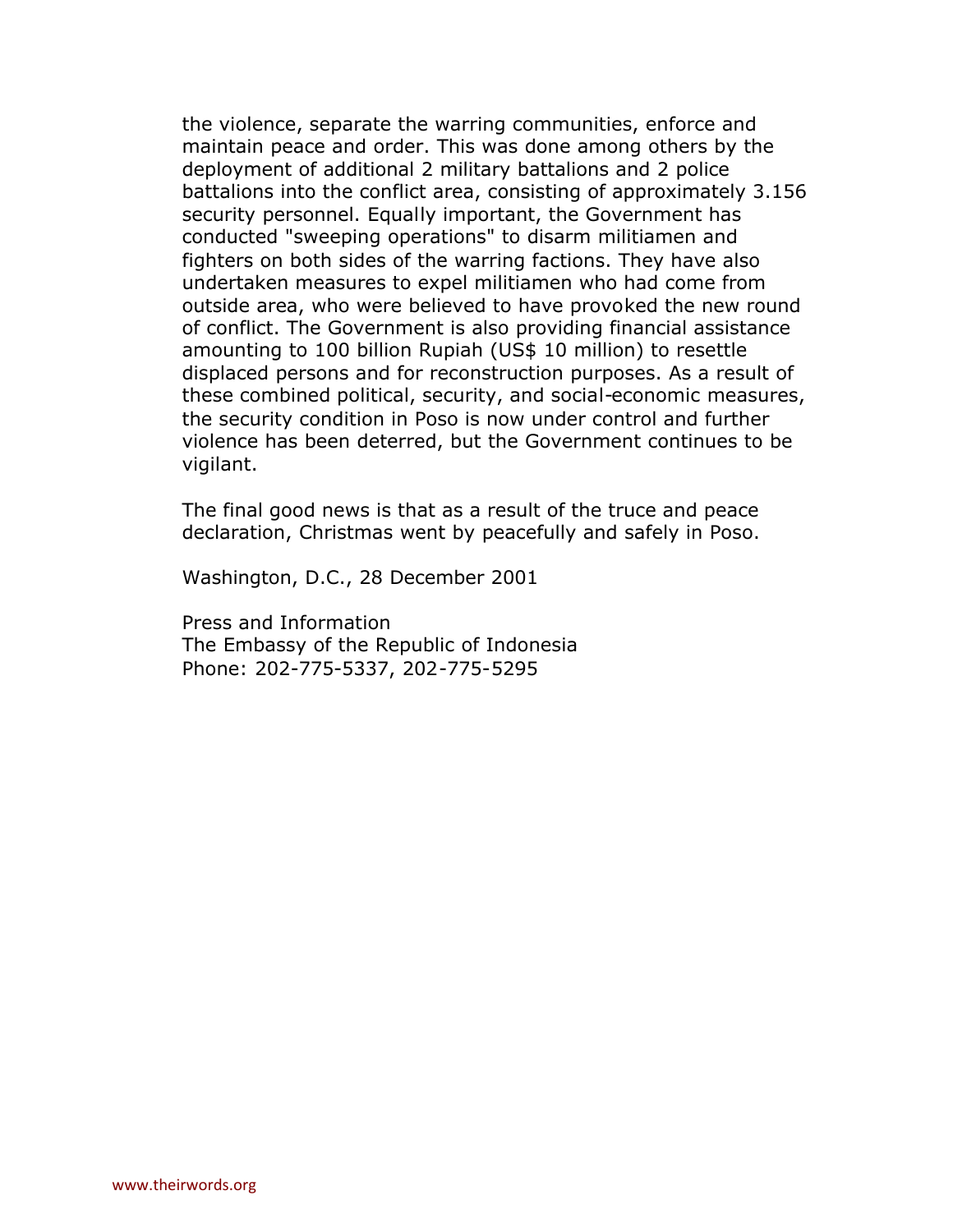the violence, separate the warring communities, enforce and maintain peace and order. This was done among others by the deployment of additional 2 military battalions and 2 police battalions into the conflict area, consisting of approximately 3.156 security personnel. Equally important, the Government has conducted "sweeping operations" to disarm militiamen and fighters on both sides of the warring factions. They have also undertaken measures to expel militiamen who had come from outside area, who were believed to have provoked the new round of conflict. The Government is also providing financial assistance amounting to 100 billion Rupiah (US$ 10 million) to resettle displaced persons and for reconstruction purposes. As a result of these combined political, security, and social-economic measures, the security condition in Poso is now under control and further violence has been deterred, but the Government continues to be vigilant.

The final good news is that as a result of the truce and peace declaration, Christmas went by peacefully and safely in Poso.

Washington, D.C., 28 December 2001

Press and Information  
The Embassy of the Republic of Indonesia  
Phone: 202-775-5337, 202-775-5295